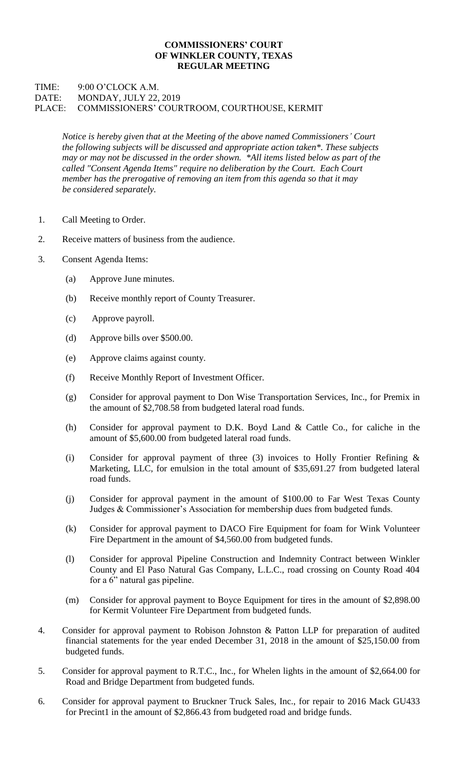**COMMISSIONERS' COURT**
**OF WINKLER COUNTY, TEXAS**
**REGULAR MEETING**

TIME: 9:00 O'CLOCK A.M.
DATE: MONDAY, JULY 22, 2019
PLACE: COMMISSIONERS' COURTROOM, COURTHOUSE, KERMIT

*Notice is hereby given that at the Meeting of the above named Commissioners' Court the following subjects will be discussed and appropriate action taken\*. These subjects may or may not be discussed in the order shown. \*All items listed below as part of the called "Consent Agenda Items" require no deliberation by the Court. Each Court member has the prerogative of removing an item from this agenda so that it may be considered separately.*

1. Call Meeting to Order.

2. Receive matters of business from the audience.

3. Consent Agenda Items:

   (a) Approve June minutes.

   (b) Receive monthly report of County Treasurer.

   (c) Approve payroll.

   (d) Approve bills over $500.00.

   (e) Approve claims against county.

   (f) Receive Monthly Report of Investment Officer.

   (g) Consider for approval payment to Don Wise Transportation Services, Inc., for Premix in the amount of $2,708.58 from budgeted lateral road funds.

   (h) Consider for approval payment to D.K. Boyd Land & Cattle Co., for caliche in the amount of $5,600.00 from budgeted lateral road funds.

   (i) Consider for approval payment of three (3) invoices to Holly Frontier Refining & Marketing, LLC, for emulsion in the total amount of $35,691.27 from budgeted lateral road funds.

   (j) Consider for approval payment in the amount of $100.00 to Far West Texas County Judges & Commissioner's Association for membership dues from budgeted funds.

   (k) Consider for approval payment to DACO Fire Equipment for foam for Wink Volunteer Fire Department in the amount of $4,560.00 from budgeted funds.

   (l) Consider for approval Pipeline Construction and Indemnity Contract between Winkler County and El Paso Natural Gas Company, L.L.C., road crossing on County Road 404 for a 6" natural gas pipeline.

   (m) Consider for approval payment to Boyce Equipment for tires in the amount of $2,898.00 for Kermit Volunteer Fire Department from budgeted funds.

4. Consider for approval payment to Robison Johnston & Patton LLP for preparation of audited financial statements for the year ended December 31, 2018 in the amount of $25,150.00 from budgeted funds.

5. Consider for approval payment to R.T.C., Inc., for Whelen lights in the amount of $2,664.00 for Road and Bridge Department from budgeted funds.

6. Consider for approval payment to Bruckner Truck Sales, Inc., for repair to 2016 Mack GU433 for Precint1 in the amount of $2,866.43 from budgeted road and bridge funds.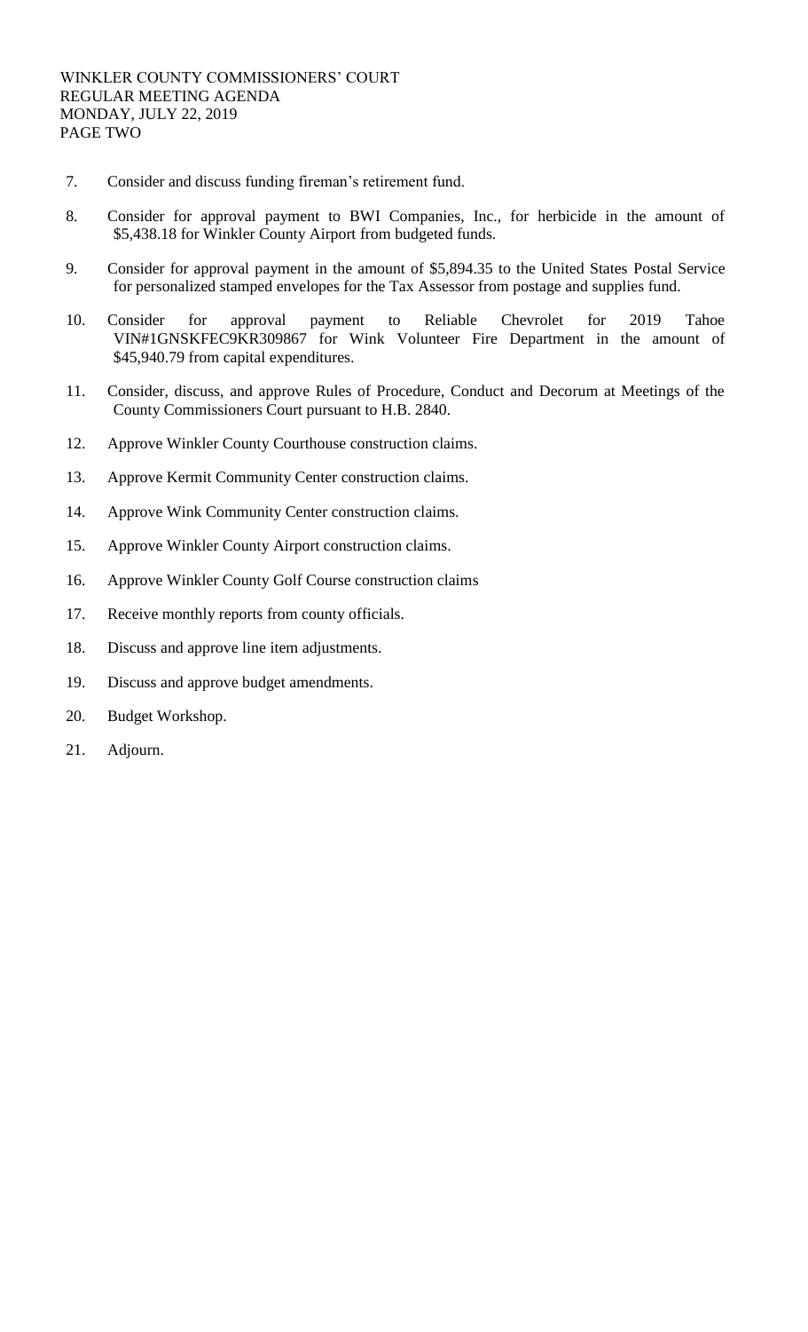WINKLER COUNTY COMMISSIONERS' COURT
REGULAR MEETING AGENDA
MONDAY, JULY 22, 2019
PAGE TWO

7. Consider and discuss funding fireman's retirement fund.
8. Consider for approval payment to BWI Companies, Inc., for herbicide in the amount of $5,438.18 for Winkler County Airport from budgeted funds.
9. Consider for approval payment in the amount of $5,894.35 to the United States Postal Service for personalized stamped envelopes for the Tax Assessor from postage and supplies fund.
10. Consider for approval payment to Reliable Chevrolet for 2019 Tahoe VIN#1GNSKFEC9KR309867 for Wink Volunteer Fire Department in the amount of $45,940.79 from capital expenditures.
11. Consider, discuss, and approve Rules of Procedure, Conduct and Decorum at Meetings of the County Commissioners Court pursuant to H.B. 2840.
12. Approve Winkler County Courthouse construction claims.
13. Approve Kermit Community Center construction claims.
14. Approve Wink Community Center construction claims.
15. Approve Winkler County Airport construction claims.
16. Approve Winkler County Golf Course construction claims
17. Receive monthly reports from county officials.
18. Discuss and approve line item adjustments.
19. Discuss and approve budget amendments.
20. Budget Workshop.
21. Adjourn.